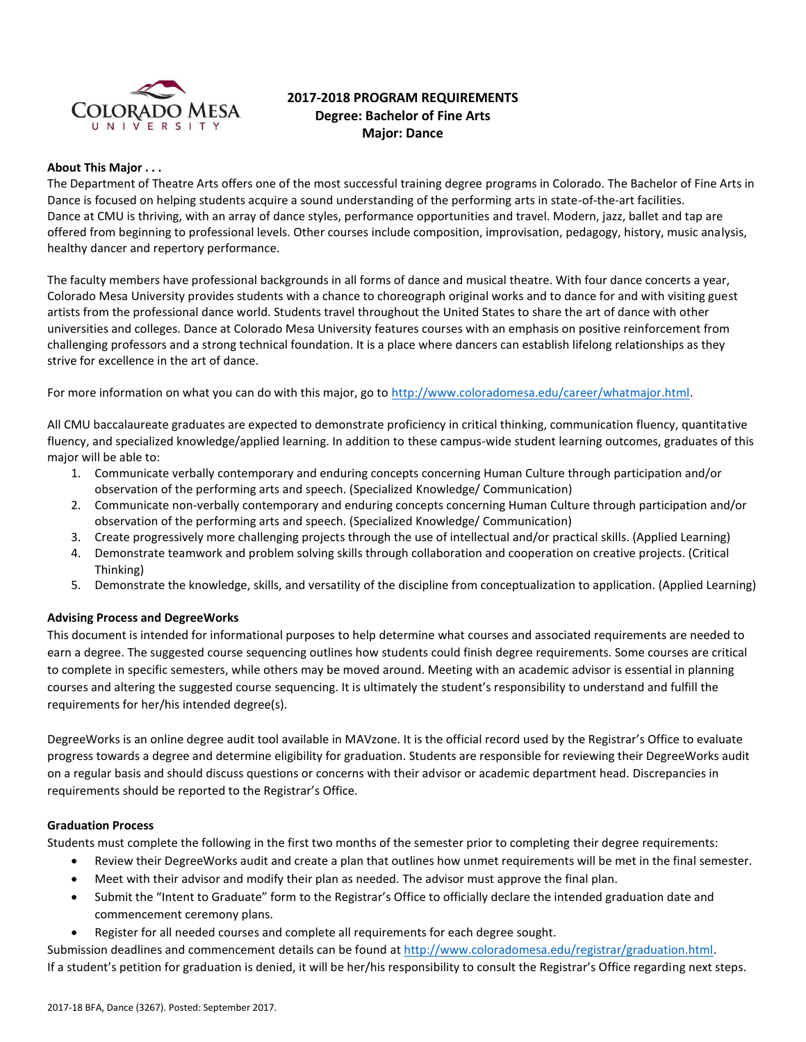# 2017-2018 PROGRAM REQUIREMENTS
## Degree: Bachelor of Fine Arts
## Major: Dance

**About This Major . . .**

The Department of Theatre Arts offers one of the most successful training degree programs in Colorado. The Bachelor of Fine Arts in Dance is focused on helping students acquire a sound understanding of the performing arts in state-of-the-art facilities. Dance at CMU is thriving, with an array of dance styles, performance opportunities and travel. Modern, jazz, ballet and tap are offered from beginning to professional levels. Other courses include composition, improvisation, pedagogy, history, music analysis, healthy dancer and repertory performance.

The faculty members have professional backgrounds in all forms of dance and musical theatre. With four dance concerts a year, Colorado Mesa University provides students with a chance to choreograph original works and to dance for and with visiting guest artists from the professional dance world. Students travel throughout the United States to share the art of dance with other universities and colleges. Dance at Colorado Mesa University features courses with an emphasis on positive reinforcement from challenging professors and a strong technical foundation. It is a place where dancers can establish lifelong relationships as they strive for excellence in the art of dance.

For more information on what you can do with this major, go to http://www.coloradomesa.edu/career/whatmajor.html.

All CMU baccalaureate graduates are expected to demonstrate proficiency in critical thinking, communication fluency, quantitative fluency, and specialized knowledge/applied learning. In addition to these campus-wide student learning outcomes, graduates of this major will be able to:

1. Communicate verbally contemporary and enduring concepts concerning Human Culture through participation and/or observation of the performing arts and speech. (Specialized Knowledge/ Communication)
2. Communicate non-verbally contemporary and enduring concepts concerning Human Culture through participation and/or observation of the performing arts and speech. (Specialized Knowledge/ Communication)
3. Create progressively more challenging projects through the use of intellectual and/or practical skills. (Applied Learning)
4. Demonstrate teamwork and problem solving skills through collaboration and cooperation on creative projects. (Critical Thinking)
5. Demonstrate the knowledge, skills, and versatility of the discipline from conceptualization to application. (Applied Learning)

**Advising Process and DegreeWorks**

This document is intended for informational purposes to help determine what courses and associated requirements are needed to earn a degree. The suggested course sequencing outlines how students could finish degree requirements. Some courses are critical to complete in specific semesters, while others may be moved around. Meeting with an academic advisor is essential in planning courses and altering the suggested course sequencing. It is ultimately the student's responsibility to understand and fulfill the requirements for her/his intended degree(s).

DegreeWorks is an online degree audit tool available in MAVzone. It is the official record used by the Registrar's Office to evaluate progress towards a degree and determine eligibility for graduation. Students are responsible for reviewing their DegreeWorks audit on a regular basis and should discuss questions or concerns with their advisor or academic department head. Discrepancies in requirements should be reported to the Registrar's Office.

**Graduation Process**

Students must complete the following in the first two months of the semester prior to completing their degree requirements:

- Review their DegreeWorks audit and create a plan that outlines how unmet requirements will be met in the final semester.
- Meet with their advisor and modify their plan as needed. The advisor must approve the final plan.
- Submit the "Intent to Graduate" form to the Registrar's Office to officially declare the intended graduation date and commencement ceremony plans.
- Register for all needed courses and complete all requirements for each degree sought.

Submission deadlines and commencement details can be found at http://www.coloradomesa.edu/registrar/graduation.html.
If a student's petition for graduation is denied, it will be her/his responsibility to consult the Registrar's Office regarding next steps.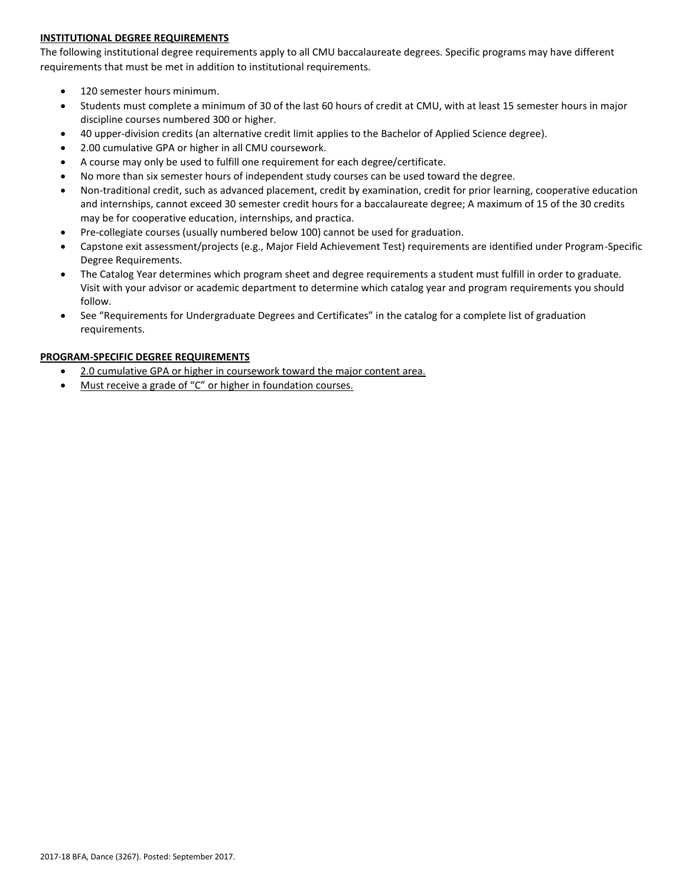**INSTITUTIONAL DEGREE REQUIREMENTS**

The following institutional degree requirements apply to all CMU baccalaureate degrees. Specific programs may have different requirements that must be met in addition to institutional requirements.

- 120 semester hours minimum.
- Students must complete a minimum of 30 of the last 60 hours of credit at CMU, with at least 15 semester hours in major discipline courses numbered 300 or higher.
- 40 upper-division credits (an alternative credit limit applies to the Bachelor of Applied Science degree).
- 2.00 cumulative GPA or higher in all CMU coursework.
- A course may only be used to fulfill one requirement for each degree/certificate.
- No more than six semester hours of independent study courses can be used toward the degree.
- Non-traditional credit, such as advanced placement, credit by examination, credit for prior learning, cooperative education and internships, cannot exceed 30 semester credit hours for a baccalaureate degree; A maximum of 15 of the 30 credits may be for cooperative education, internships, and practica.
- Pre-collegiate courses (usually numbered below 100) cannot be used for graduation.
- Capstone exit assessment/projects (e.g., Major Field Achievement Test) requirements are identified under Program-Specific Degree Requirements.
- The Catalog Year determines which program sheet and degree requirements a student must fulfill in order to graduate. Visit with your advisor or academic department to determine which catalog year and program requirements you should follow.
- See "Requirements for Undergraduate Degrees and Certificates" in the catalog for a complete list of graduation requirements.

**PROGRAM-SPECIFIC DEGREE REQUIREMENTS**

- 2.0 cumulative GPA or higher in coursework toward the major content area.
- Must receive a grade of "C" or higher in foundation courses.

2017-18 BFA, Dance (3267). Posted: September 2017.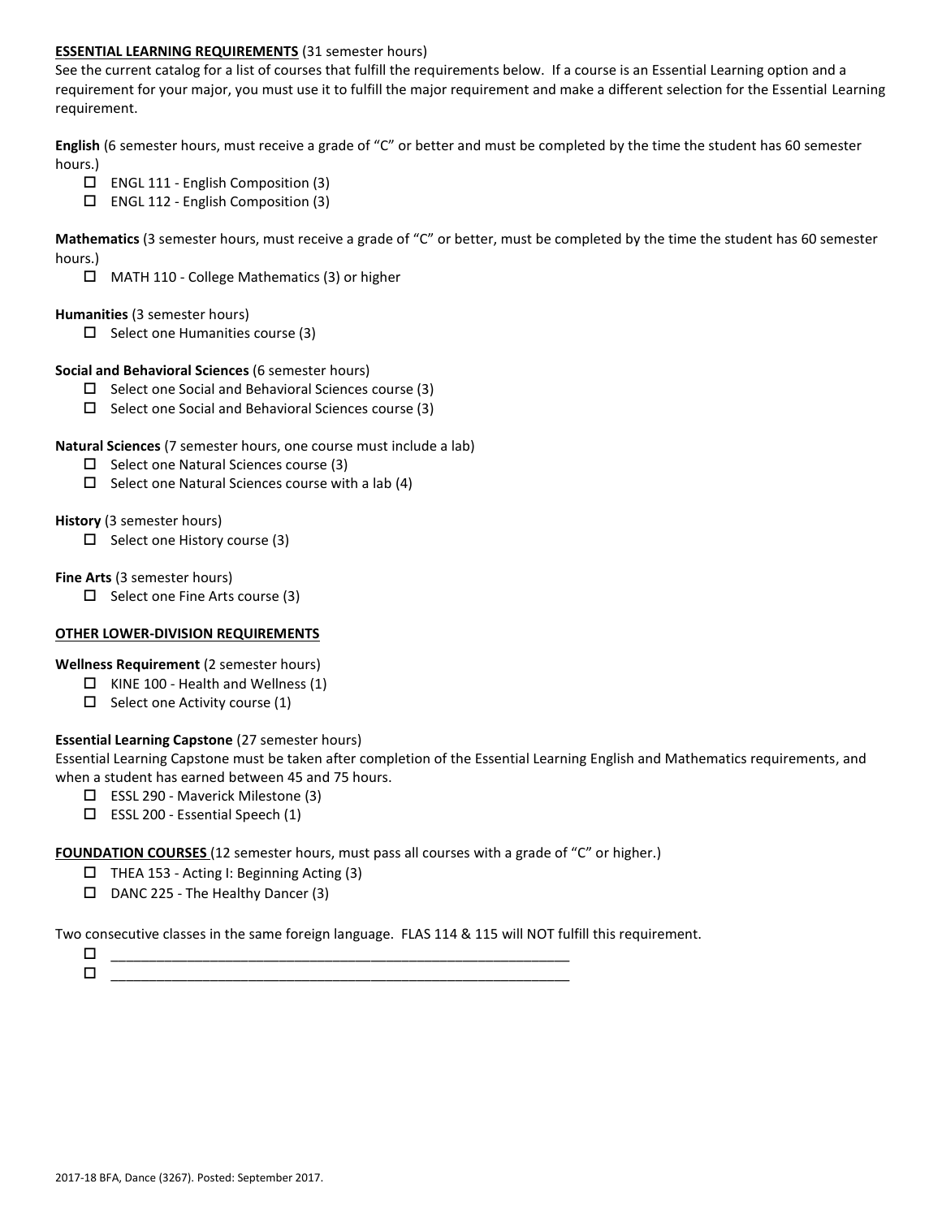**ESSENTIAL LEARNING REQUIREMENTS** (31 semester hours)

See the current catalog for a list of courses that fulfill the requirements below. If a course is an Essential Learning option and a requirement for your major, you must use it to fulfill the major requirement and make a different selection for the Essential Learning requirement.

**English** (6 semester hours, must receive a grade of "C" or better and must be completed by the time the student has 60 semester hours.)

- ☐ ENGL 111 - English Composition (3)
- ☐ ENGL 112 - English Composition (3)

**Mathematics** (3 semester hours, must receive a grade of "C" or better, must be completed by the time the student has 60 semester hours.)

- ☐ MATH 110 - College Mathematics (3) or higher

**Humanities** (3 semester hours)

- ☐ Select one Humanities course (3)

**Social and Behavioral Sciences** (6 semester hours)

- ☐ Select one Social and Behavioral Sciences course (3)
- ☐ Select one Social and Behavioral Sciences course (3)

**Natural Sciences** (7 semester hours, one course must include a lab)

- ☐ Select one Natural Sciences course (3)
- ☐ Select one Natural Sciences course with a lab (4)

**History** (3 semester hours)

- ☐ Select one History course (3)

**Fine Arts** (3 semester hours)

- ☐ Select one Fine Arts course (3)

**OTHER LOWER-DIVISION REQUIREMENTS**

**Wellness Requirement** (2 semester hours)

- ☐ KINE 100 - Health and Wellness (1)
- ☐ Select one Activity course (1)

**Essential Learning Capstone** (27 semester hours)

Essential Learning Capstone must be taken after completion of the Essential Learning English and Mathematics requirements, and when a student has earned between 45 and 75 hours.

- ☐ ESSL 290 - Maverick Milestone (3)
- ☐ ESSL 200 - Essential Speech (1)

**FOUNDATION COURSES** (12 semester hours, must pass all courses with a grade of "C" or higher.)

- ☐ THEA 153 - Acting I: Beginning Acting (3)
- ☐ DANC 225 - The Healthy Dancer (3)

Two consecutive classes in the same foreign language. FLAS 114 & 115 will NOT fulfill this requirement.

- ☐ ____________________________________________________________
- ☐ ____________________________________________________________

2017-18 BFA, Dance (3267). Posted: September 2017.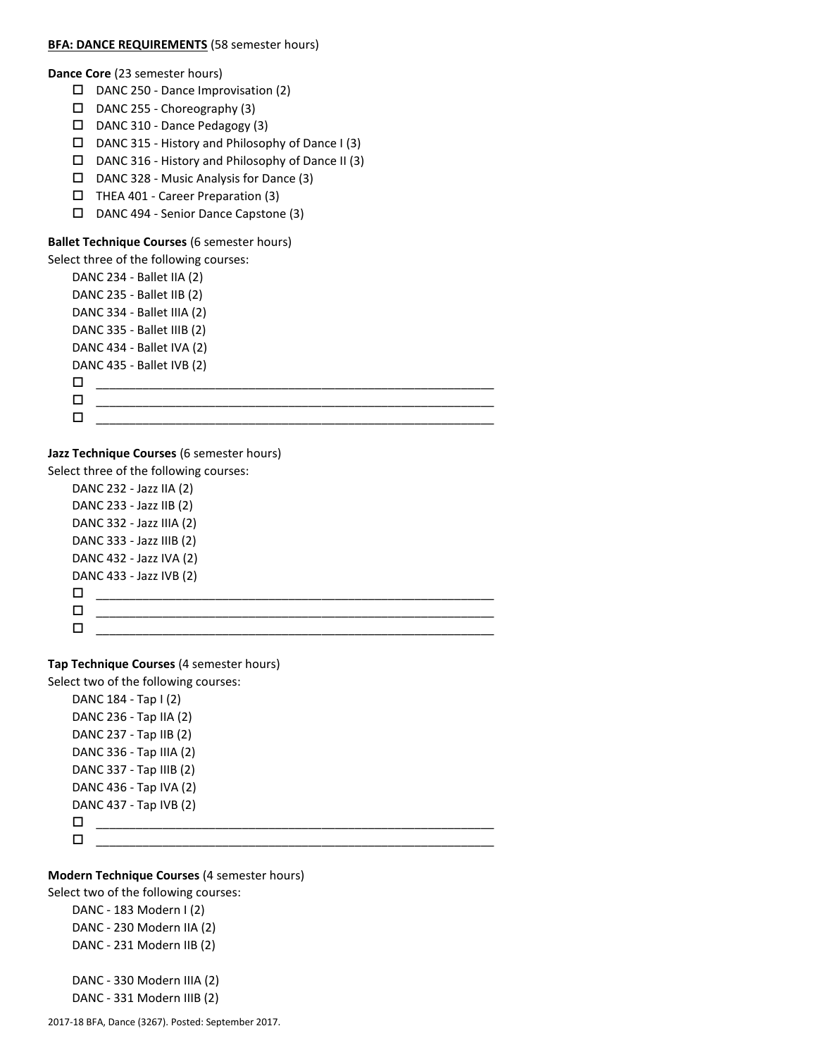**BFA: DANCE REQUIREMENTS** (58 semester hours)

**Dance Core** (23 semester hours)

- ☐ DANC 250 - Dance Improvisation (2)
- ☐ DANC 255 - Choreography (3)
- ☐ DANC 310 - Dance Pedagogy (3)
- ☐ DANC 315 - History and Philosophy of Dance I (3)
- ☐ DANC 316 - History and Philosophy of Dance II (3)
- ☐ DANC 328 - Music Analysis for Dance (3)
- ☐ THEA 401 - Career Preparation (3)
- ☐ DANC 494 - Senior Dance Capstone (3)

**Ballet Technique Courses** (6 semester hours)

Select three of the following courses:

DANC 234 - Ballet IIA (2)
DANC 235 - Ballet IIB (2)
DANC 334 - Ballet IIIA (2)
DANC 335 - Ballet IIIB (2)
DANC 434 - Ballet IVA (2)
DANC 435 - Ballet IVB (2)

- ☐ ____________________________________________
- ☐ ____________________________________________
- ☐ ____________________________________________

**Jazz Technique Courses** (6 semester hours)

Select three of the following courses:

DANC 232 - Jazz IIA (2)
DANC 233 - Jazz IIB (2)
DANC 332 - Jazz IIIA (2)
DANC 333 - Jazz IIIB (2)
DANC 432 - Jazz IVA (2)
DANC 433 - Jazz IVB (2)

- ☐ ____________________________________________
- ☐ ____________________________________________
- ☐ ____________________________________________

**Tap Technique Courses** (4 semester hours)

Select two of the following courses:

DANC 184 - Tap I (2)
DANC 236 - Tap IIA (2)
DANC 237 - Tap IIB (2)
DANC 336 - Tap IIIA (2)
DANC 337 - Tap IIIB (2)
DANC 436 - Tap IVA (2)
DANC 437 - Tap IVB (2)

- ☐ ____________________________________________
- ☐ ____________________________________________

**Modern Technique Courses** (4 semester hours)

Select two of the following courses:

DANC - 183 Modern I (2)
DANC - 230 Modern IIA (2)
DANC - 231 Modern IIB (2)

DANC - 330 Modern IIIA (2)
DANC - 331 Modern IIIB (2)

2017-18 BFA, Dance (3267). Posted: September 2017.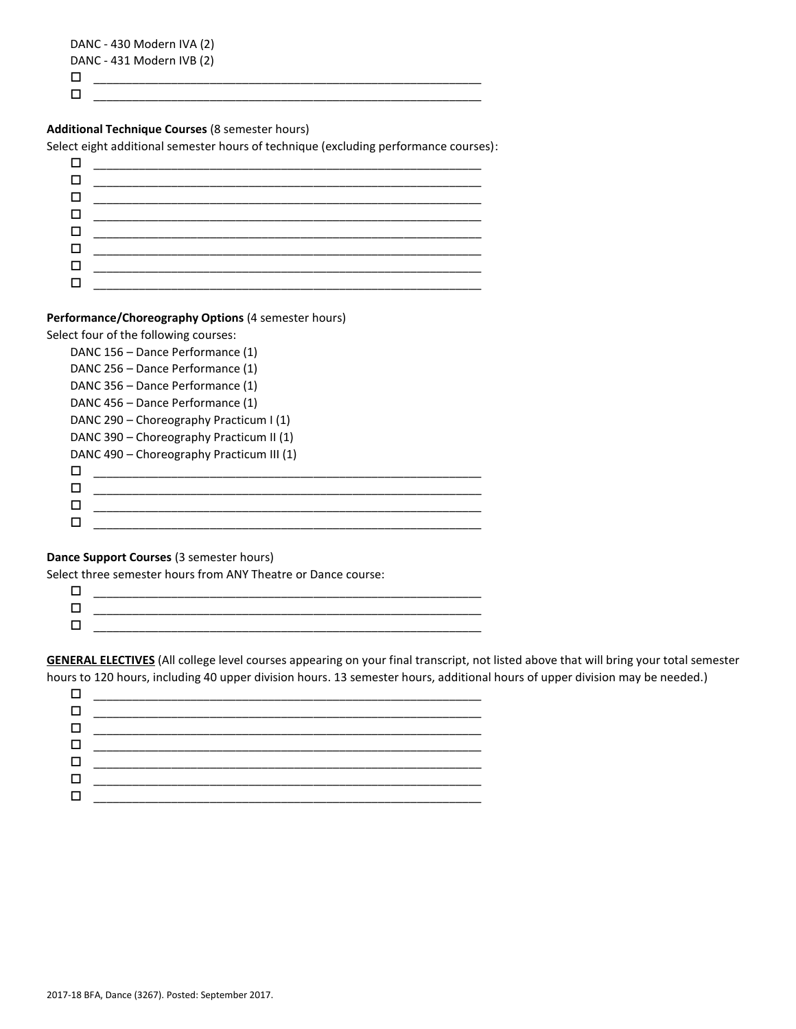DANC - 430 Modern IVA (2)
DANC - 431 Modern IVB (2)

- ☐ ____________________________________________________________
- ☐ ____________________________________________________________

**Additional Technique Courses** (8 semester hours)

Select eight additional semester hours of technique (excluding performance courses):

- ☐ ____________________________________________________________
- ☐ ____________________________________________________________
- ☐ ____________________________________________________________
- ☐ ____________________________________________________________
- ☐ ____________________________________________________________
- ☐ ____________________________________________________________
- ☐ ____________________________________________________________
- ☐ ____________________________________________________________

**Performance/Choreography Options** (4 semester hours)

Select four of the following courses:

DANC 156 – Dance Performance (1)
DANC 256 – Dance Performance (1)
DANC 356 – Dance Performance (1)
DANC 456 – Dance Performance (1)
DANC 290 – Choreography Practicum I (1)
DANC 390 – Choreography Practicum II (1)
DANC 490 – Choreography Practicum III (1)

- ☐ ____________________________________________________________
- ☐ ____________________________________________________________
- ☐ ____________________________________________________________
- ☐ ____________________________________________________________

**Dance Support Courses** (3 semester hours)

Select three semester hours from ANY Theatre or Dance course:

- ☐ ____________________________________________________________
- ☐ ____________________________________________________________
- ☐ ____________________________________________________________

**GENERAL ELECTIVES** (All college level courses appearing on your final transcript, not listed above that will bring your total semester hours to 120 hours, including 40 upper division hours. 13 semester hours, additional hours of upper division may be needed.)

- ☐ ____________________________________________________________
- ☐ ____________________________________________________________
- ☐ ____________________________________________________________
- ☐ ____________________________________________________________
- ☐ ____________________________________________________________
- ☐ ____________________________________________________________
- ☐ ____________________________________________________________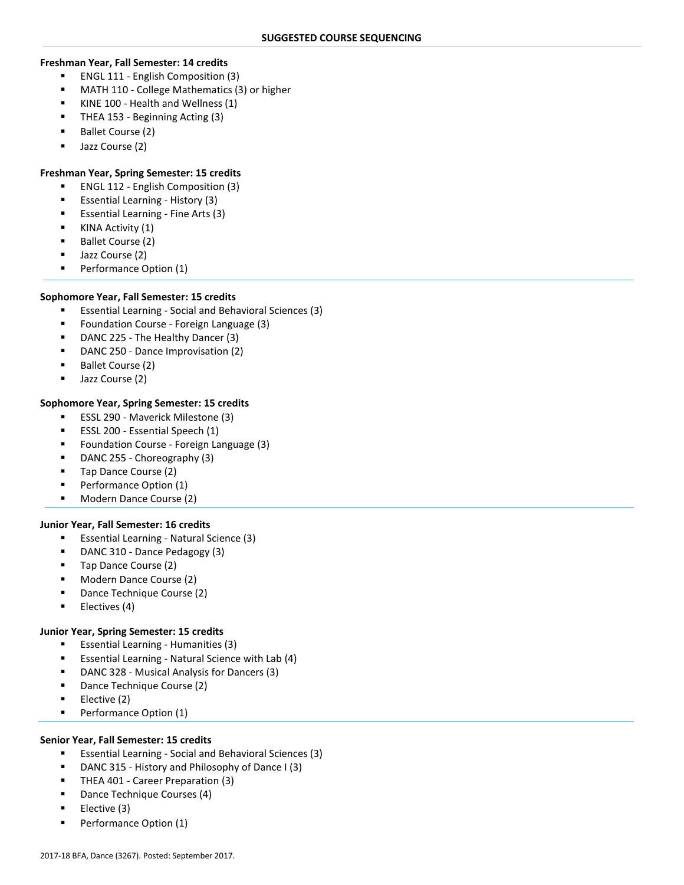## SUGGESTED COURSE SEQUENCING

**Freshman Year, Fall Semester: 14 credits**

- ENGL 111 - English Composition (3)
- MATH 110 - College Mathematics (3) or higher
- KINE 100 - Health and Wellness (1)
- THEA 153 - Beginning Acting (3)
- Ballet Course (2)
- Jazz Course (2)

**Freshman Year, Spring Semester: 15 credits**

- ENGL 112 - English Composition (3)
- Essential Learning - History (3)
- Essential Learning - Fine Arts (3)
- KINA Activity (1)
- Ballet Course (2)
- Jazz Course (2)
- Performance Option (1)

**Sophomore Year, Fall Semester: 15 credits**

- Essential Learning - Social and Behavioral Sciences (3)
- Foundation Course - Foreign Language (3)
- DANC 225 - The Healthy Dancer (3)
- DANC 250 - Dance Improvisation (2)
- Ballet Course (2)
- Jazz Course (2)

**Sophomore Year, Spring Semester: 15 credits**

- ESSL 290 - Maverick Milestone (3)
- ESSL 200 - Essential Speech (1)
- Foundation Course - Foreign Language (3)
- DANC 255 - Choreography (3)
- Tap Dance Course (2)
- Performance Option (1)
- Modern Dance Course (2)

**Junior Year, Fall Semester: 16 credits**

- Essential Learning - Natural Science (3)
- DANC 310 - Dance Pedagogy (3)
- Tap Dance Course (2)
- Modern Dance Course (2)
- Dance Technique Course (2)
- Electives (4)

**Junior Year, Spring Semester: 15 credits**

- Essential Learning - Humanities (3)
- Essential Learning - Natural Science with Lab (4)
- DANC 328 - Musical Analysis for Dancers (3)
- Dance Technique Course (2)
- Elective (2)
- Performance Option (1)

**Senior Year, Fall Semester: 15 credits**

- Essential Learning - Social and Behavioral Sciences (3)
- DANC 315 - History and Philosophy of Dance I (3)
- THEA 401 - Career Preparation (3)
- Dance Technique Courses (4)
- Elective (3)
- Performance Option (1)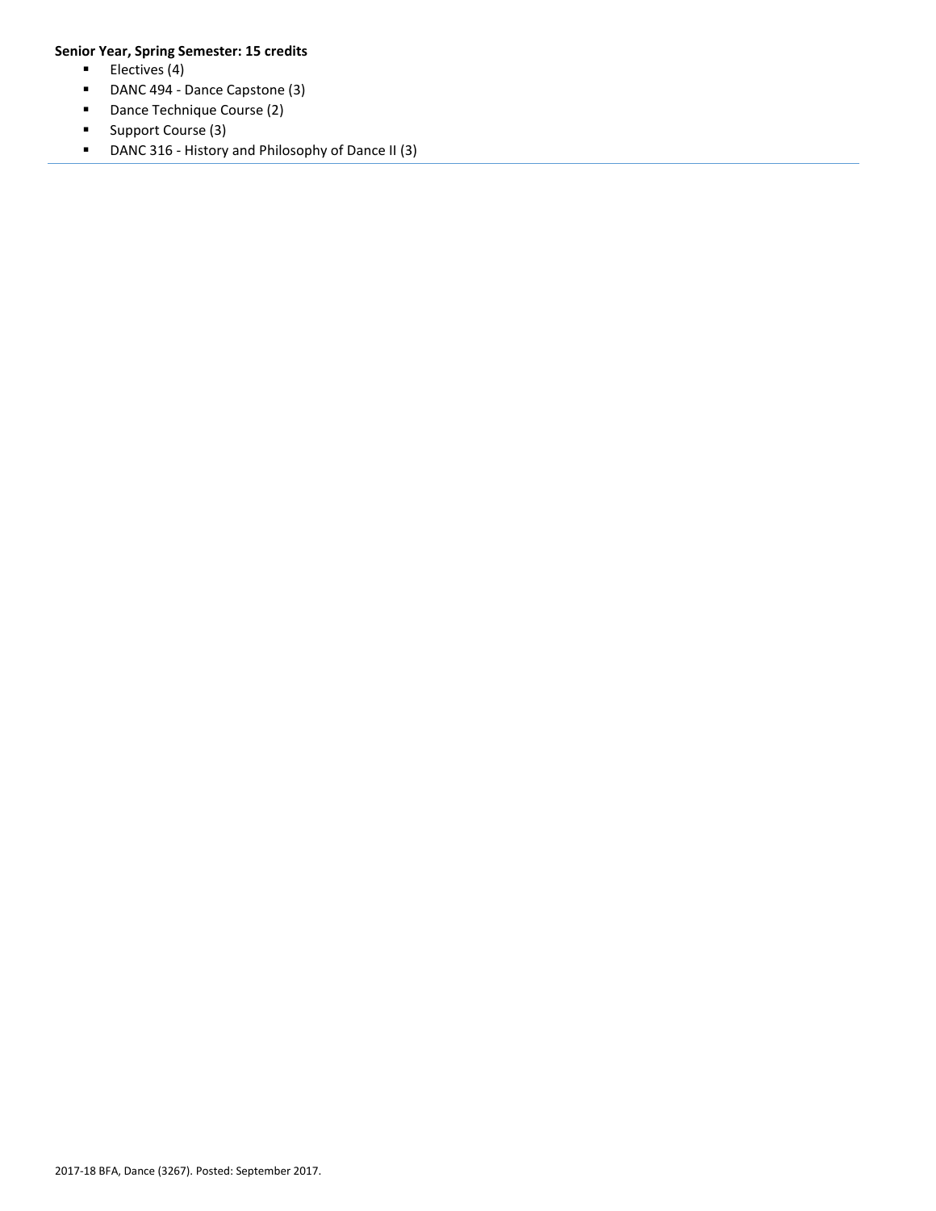**Senior Year, Spring Semester: 15 credits**

- Electives (4)
- DANC 494 - Dance Capstone (3)
- Dance Technique Course (2)
- Support Course (3)
- DANC 316 - History and Philosophy of Dance II (3)